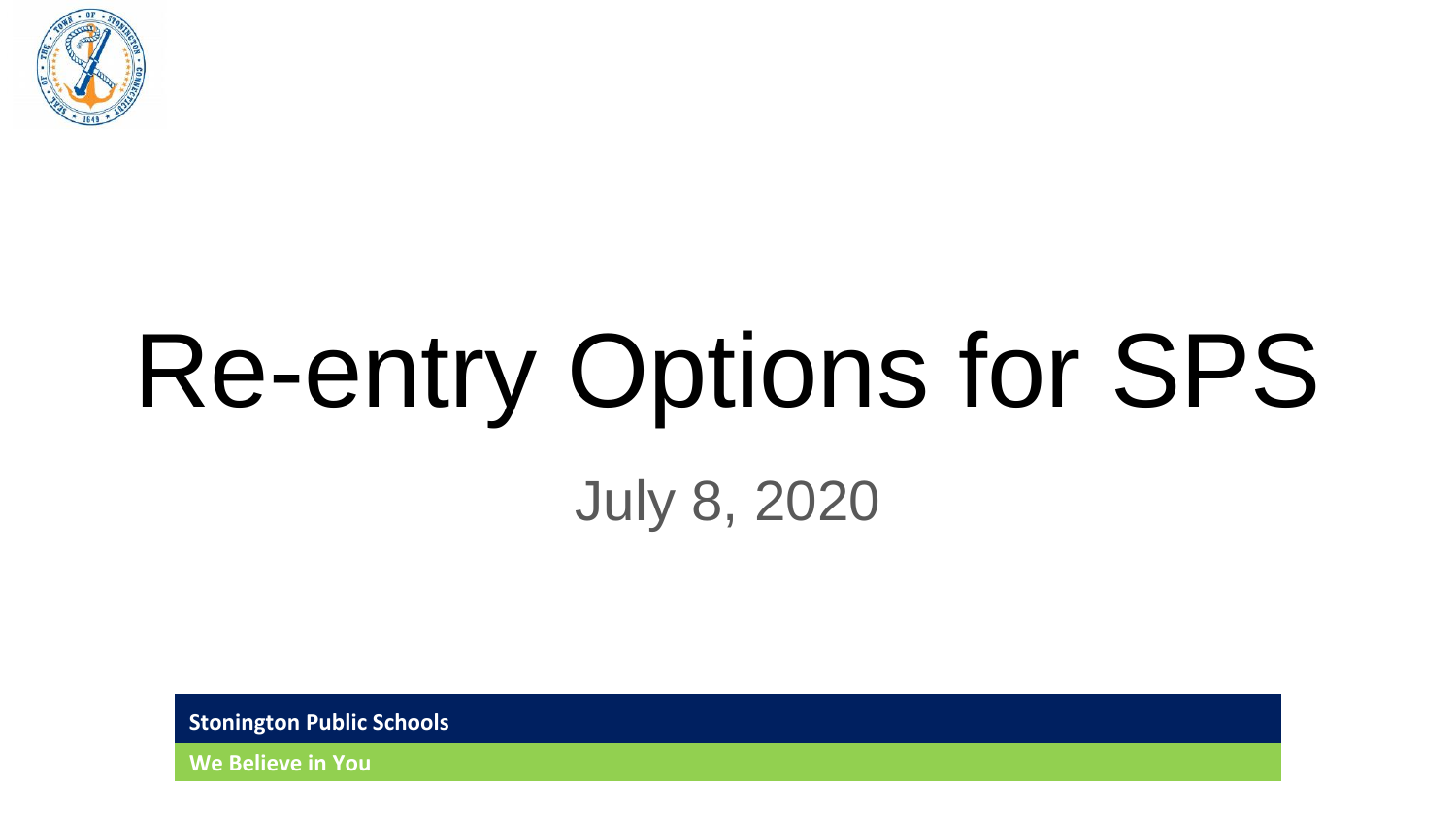# Re-entry Options for SPS

July 8, 2020

**Stonington Public Schools**

**We Believe in You**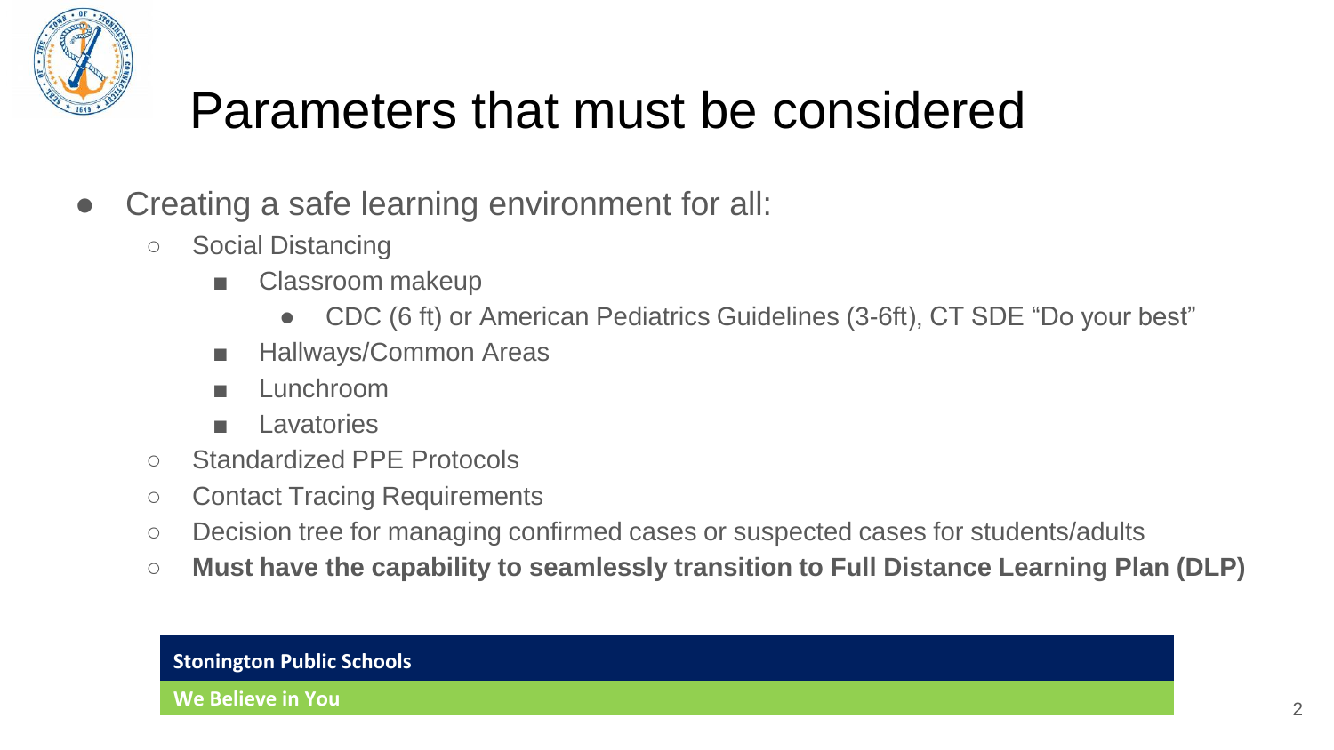# Parameters that must be considered

- Creating a safe learning environment for all:
  - Social Distancing
    - Classroom makeup
      - CDC (6 ft) or American Pediatrics Guidelines (3-6ft), CT SDE “Do your best”
    - Hallways/Common Areas
    - Lunchroom
    - Lavatories
  - Standardized PPE Protocols
  - Contact Tracing Requirements
  - Decision tree for managing confirmed cases or suspected cases for students/adults
  - **Must have the capability to seamlessly transition to Full Distance Learning Plan (DLP)**

**Stonington Public Schools**

**We Believe in You**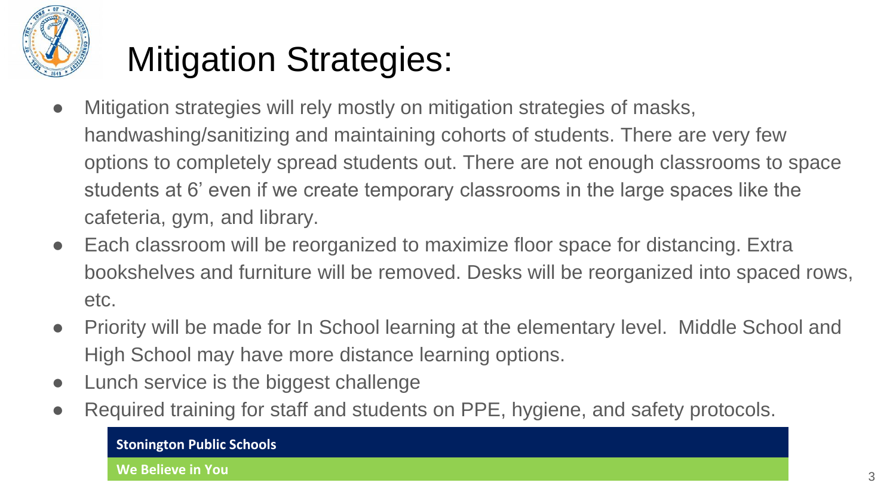# Mitigation Strategies:

- Mitigation strategies will rely mostly on mitigation strategies of masks, handwashing/sanitizing and maintaining cohorts of students. There are very few options to completely spread students out. There are not enough classrooms to space students at 6' even if we create temporary classrooms in the large spaces like the cafeteria, gym, and library.
- Each classroom will be reorganized to maximize floor space for distancing. Extra bookshelves and furniture will be removed. Desks will be reorganized into spaced rows, etc.
- Priority will be made for In School learning at the elementary level. Middle School and High School may have more distance learning options.
- Lunch service is the biggest challenge
- Required training for staff and students on PPE, hygiene, and safety protocols.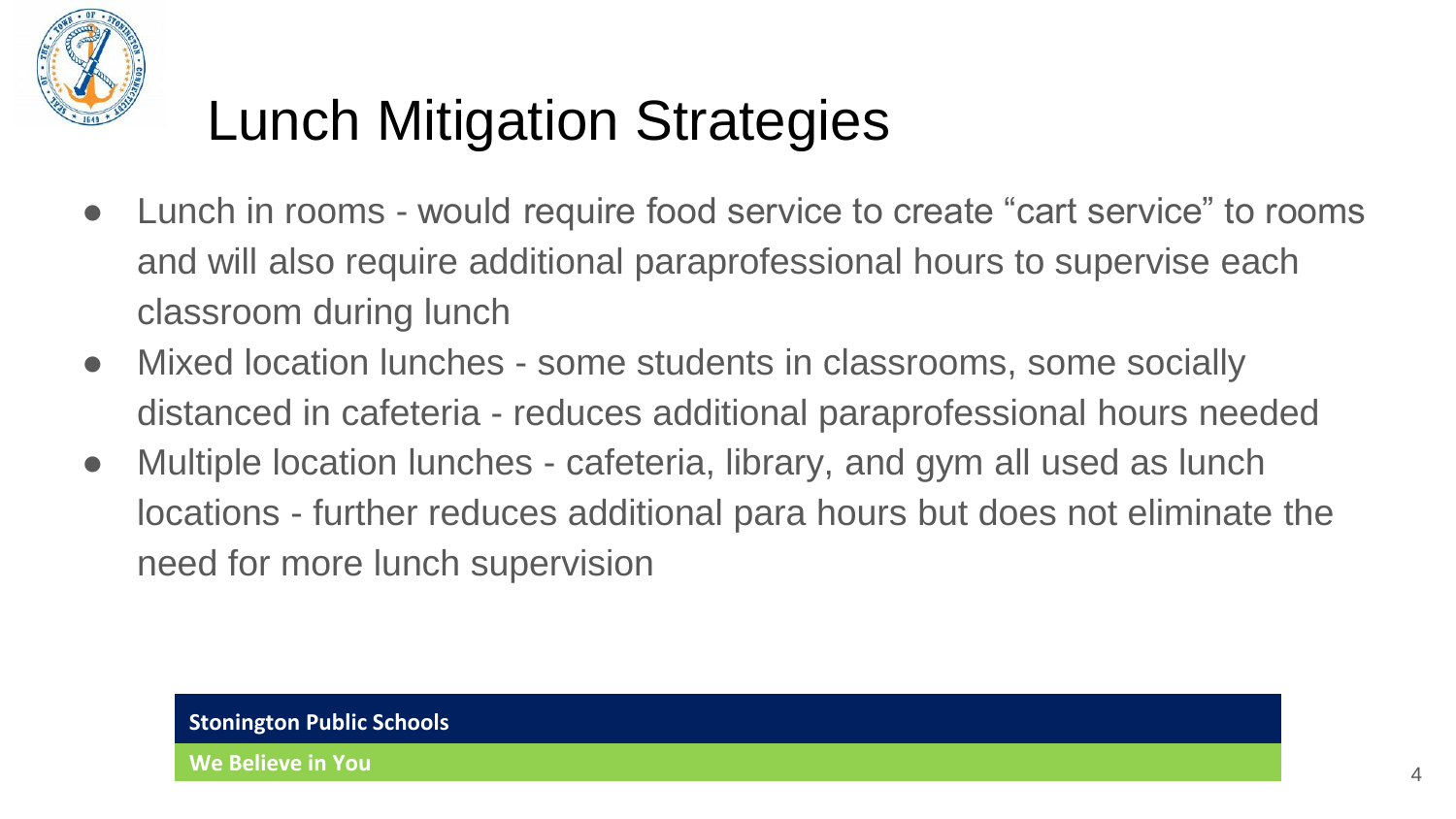# Lunch Mitigation Strategies

- Lunch in rooms - would require food service to create "cart service" to rooms and will also require additional paraprofessional hours to supervise each classroom during lunch
- Mixed location lunches - some students in classrooms, some socially distanced in cafeteria - reduces additional paraprofessional hours needed
- Multiple location lunches - cafeteria, library, and gym all used as lunch locations - further reduces additional para hours but does not eliminate the need for more lunch supervision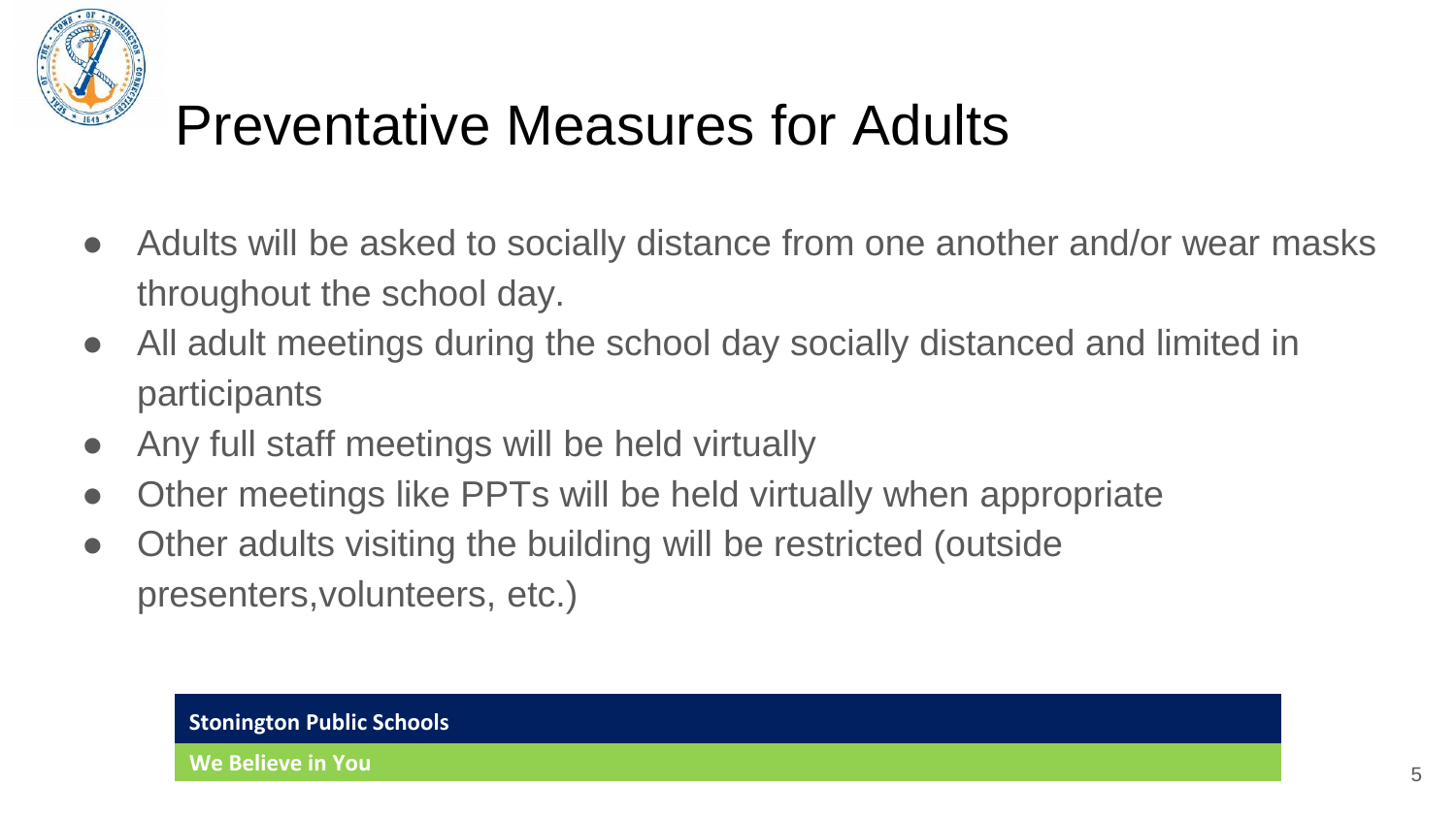# Preventative Measures for Adults

- Adults will be asked to socially distance from one another and/or wear masks throughout the school day.
- All adult meetings during the school day socially distanced and limited in participants
- Any full staff meetings will be held virtually
- Other meetings like PPTs will be held virtually when appropriate
- Other adults visiting the building will be restricted (outside presenters,volunteers, etc.)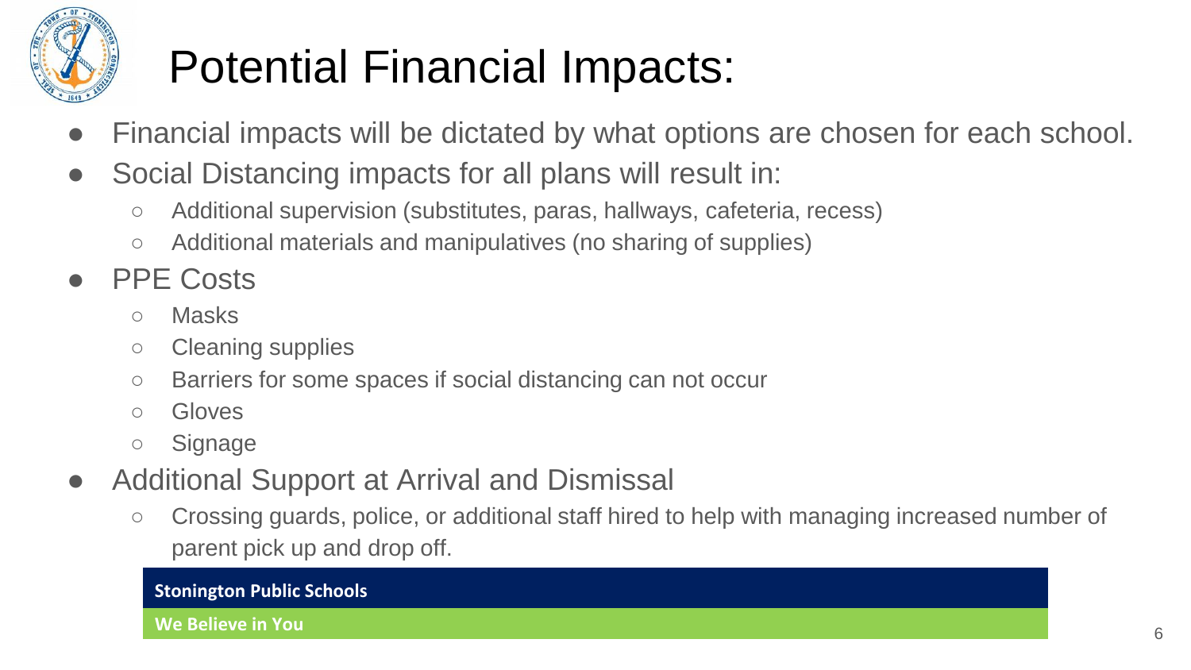# Potential Financial Impacts:

- Financial impacts will be dictated by what options are chosen for each school.
- Social Distancing impacts for all plans will result in:
  - Additional supervision (substitutes, paras, hallways, cafeteria, recess)
  - Additional materials and manipulatives (no sharing of supplies)
- PPE Costs
  - Masks
  - Cleaning supplies
  - Barriers for some spaces if social distancing can not occur
  - Gloves
  - Signage
- Additional Support at Arrival and Dismissal
  - Crossing guards, police, or additional staff hired to help with managing increased number of parent pick up and drop off.

**Stonington Public Schools**

**We Believe in You**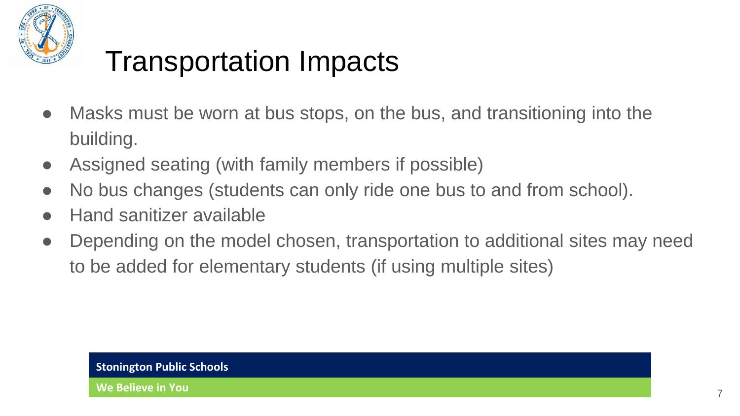# Transportation Impacts

- Masks must be worn at bus stops, on the bus, and transitioning into the building.
- Assigned seating (with family members if possible)
- No bus changes (students can only ride one bus to and from school).
- Hand sanitizer available
- Depending on the model chosen, transportation to additional sites may need to be added for elementary students (if using multiple sites)

**Stonington Public Schools**

**We Believe in You**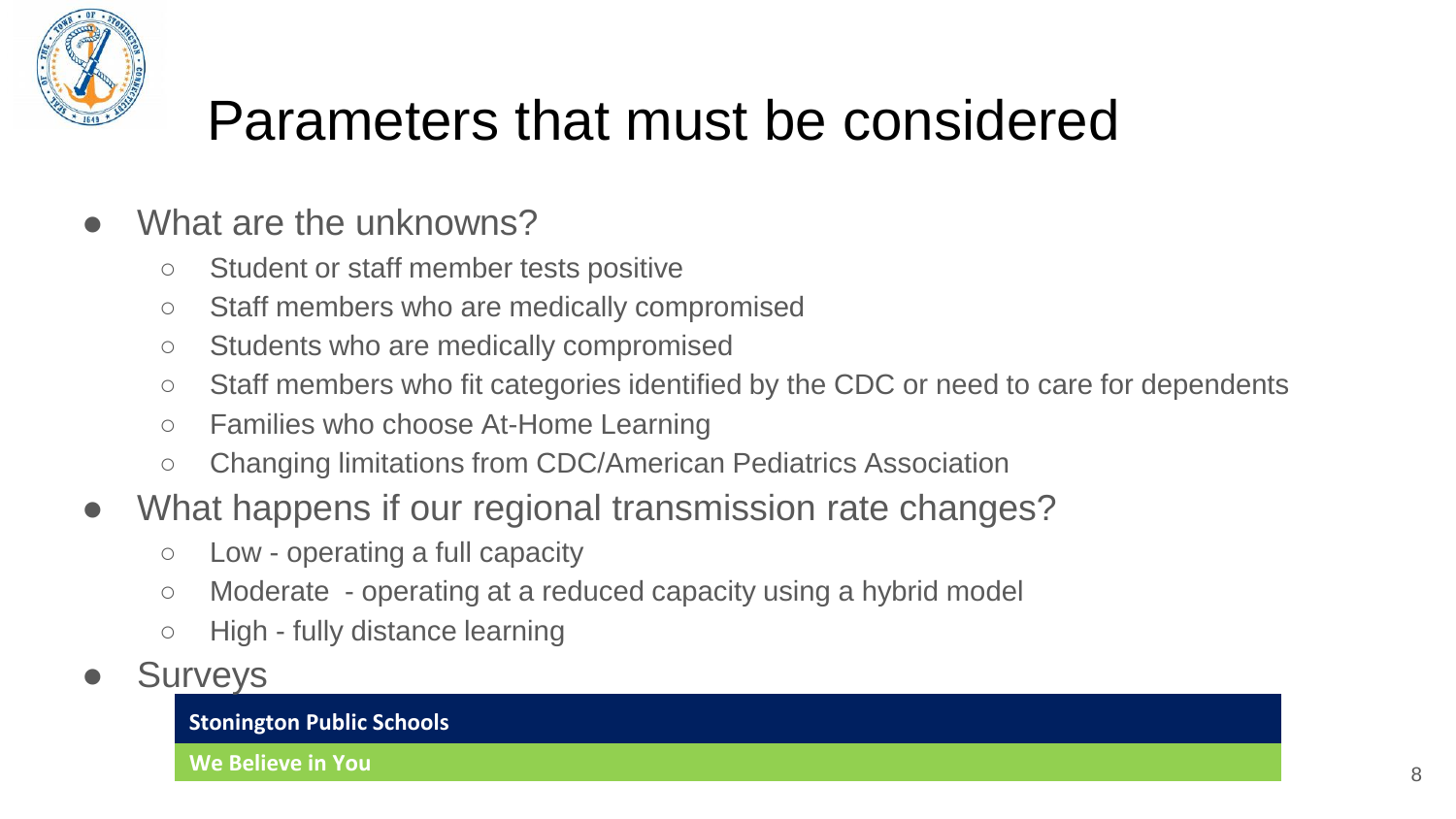# Parameters that must be considered

- What are the unknowns?
  - Student or staff member tests positive
  - Staff members who are medically compromised
  - Students who are medically compromised
  - Staff members who fit categories identified by the CDC or need to care for dependents
  - Families who choose At-Home Learning
  - Changing limitations from CDC/American Pediatrics Association
- What happens if our regional transmission rate changes?
  - Low - operating a full capacity
  - Moderate - operating at a reduced capacity using a hybrid model
  - High - fully distance learning
- Surveys

**Stonington Public Schools**

**We Believe in You**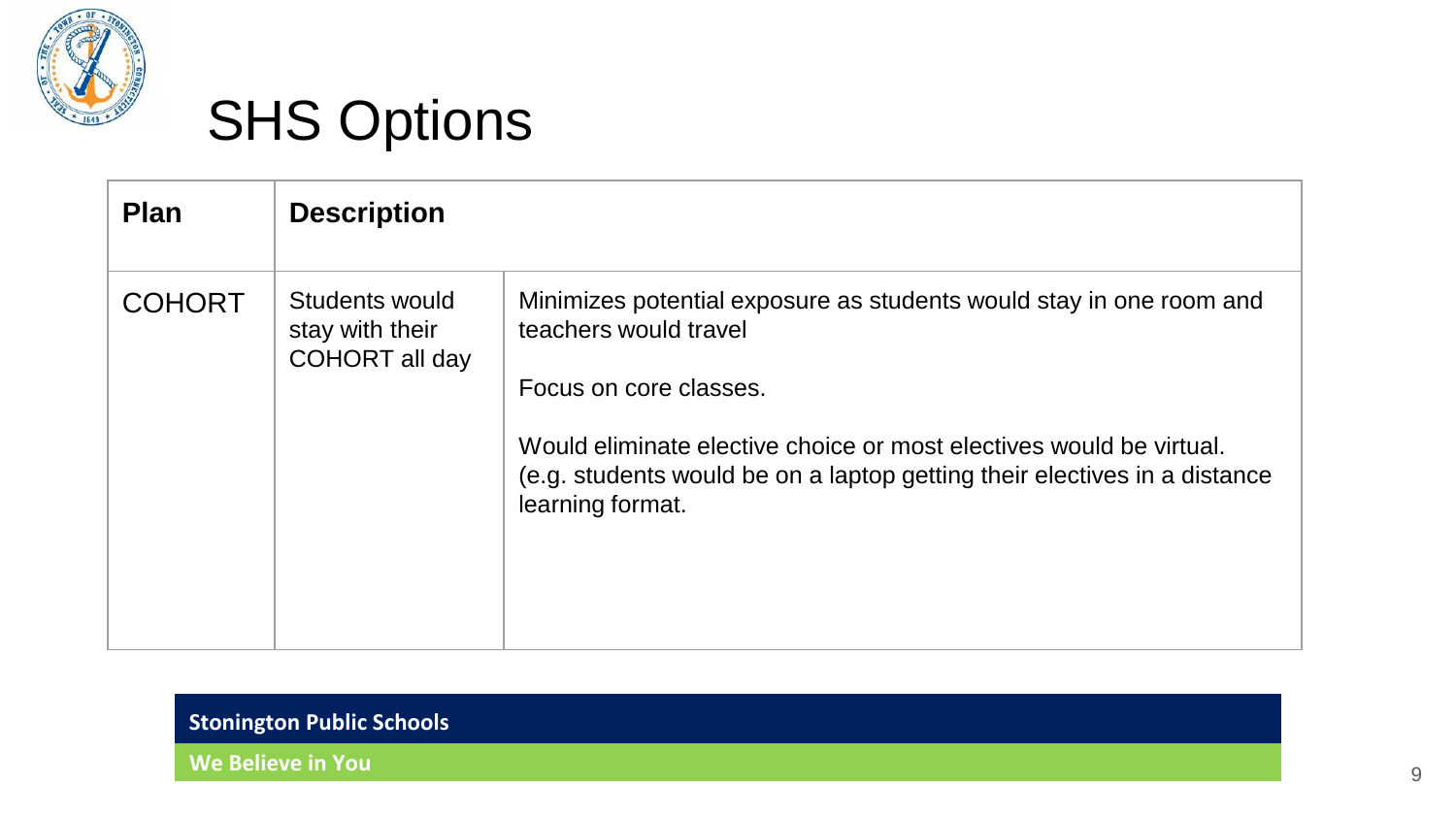# SHS Options

| Plan | Description | |
| --- | --- | --- |
| COHORT | Students would stay with their COHORT all day | Minimizes potential exposure as students would stay in one room and teachers would travel<br><br>Focus on core classes.<br><br>Would eliminate elective choice or most electives would be virtual. (e.g. students would be on a laptop getting their electives in a distance learning format. |

**Stonington Public Schools**

**We Believe in You**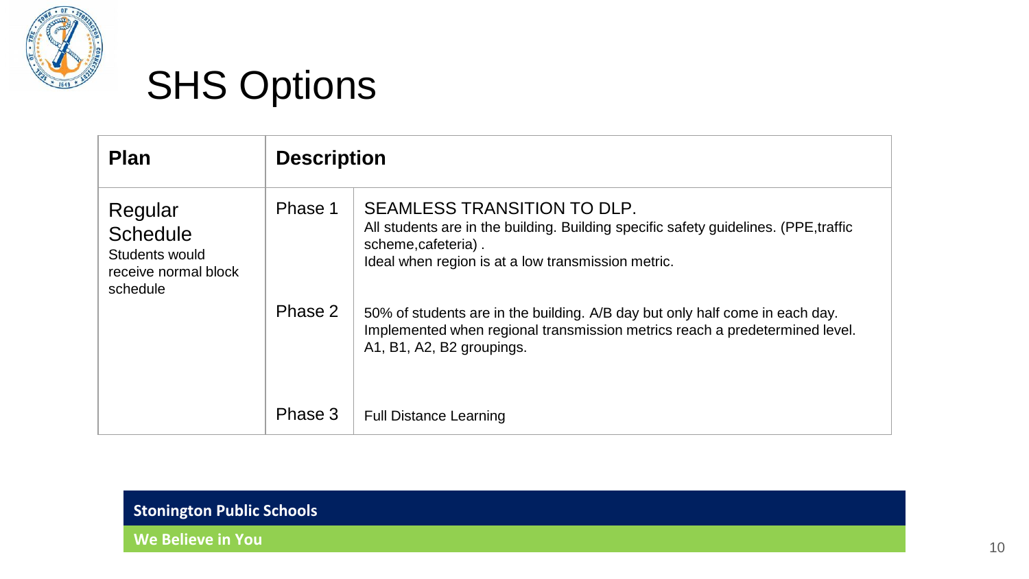# SHS Options

| Plan | Description | |
|---|---|---|
| Regular Schedule<br>Students would receive normal block schedule | Phase 1 | SEAMLESS TRANSITION TO DLP.<br>All students are in the building. Building specific safety guidelines. (PPE,traffic scheme,cafeteria) .<br>Ideal when region is at a low transmission metric. |
| | Phase 2 | 50% of students are in the building. A/B day but only half come in each day. Implemented when regional transmission metrics reach a predetermined level. A1, B1, A2, B2 groupings. |
| | Phase 3 | Full Distance Learning |

**Stonington Public Schools**

**We Believe in You**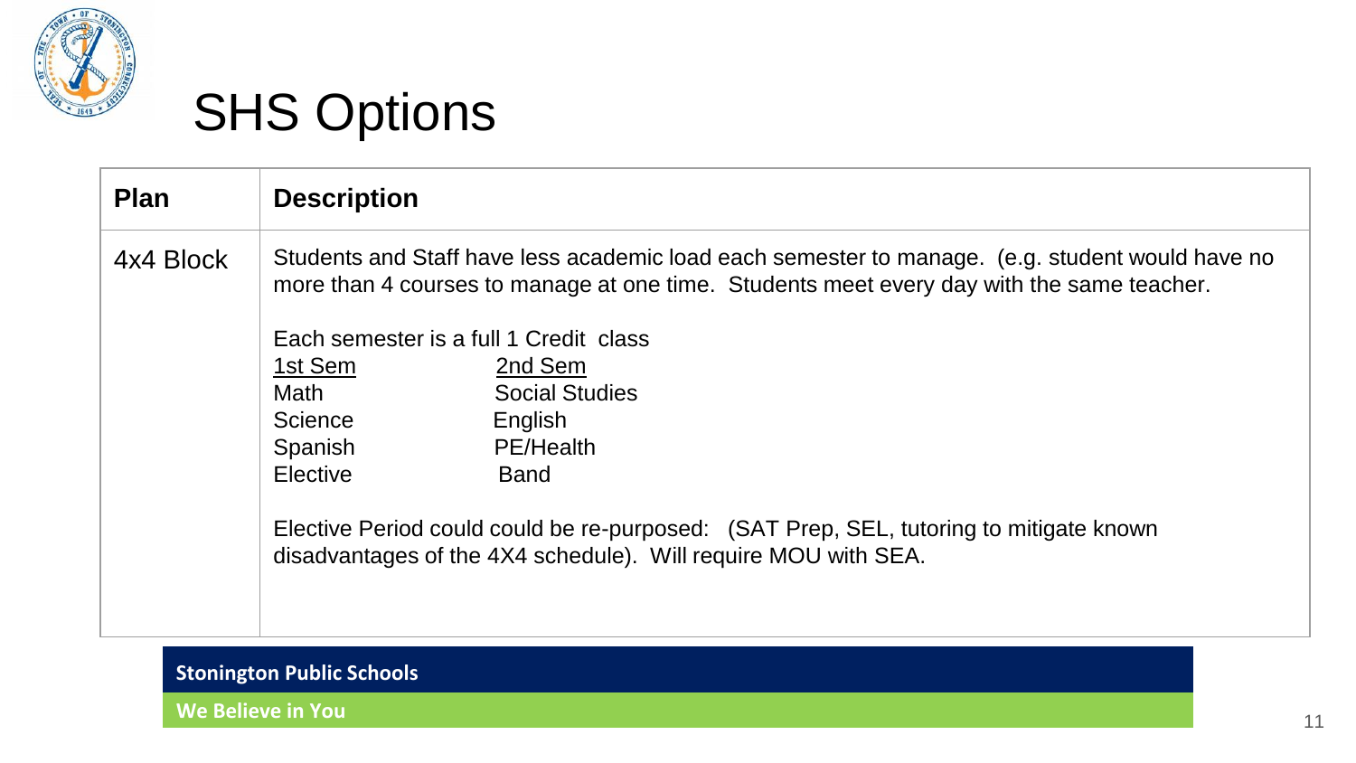# SHS Options

| Plan | Description |
|---|---|
| 4x4 Block | Students and Staff have less academic load each semester to manage. (e.g. student would have no more than 4 courses to manage at one time. Students meet every day with the same teacher.<br><br>Each semester is a full 1 Credit class<br><u>1st Sem</u> — <u>2nd Sem</u><br>Math — Social Studies<br>Science — English<br>Spanish — PE/Health<br>Elective — Band<br><br>Elective Period could could be re-purposed: (SAT Prep, SEL, tutoring to mitigate known disadvantages of the 4X4 schedule). Will require MOU with SEA. |

**Stonington Public Schools**

**We Believe in You**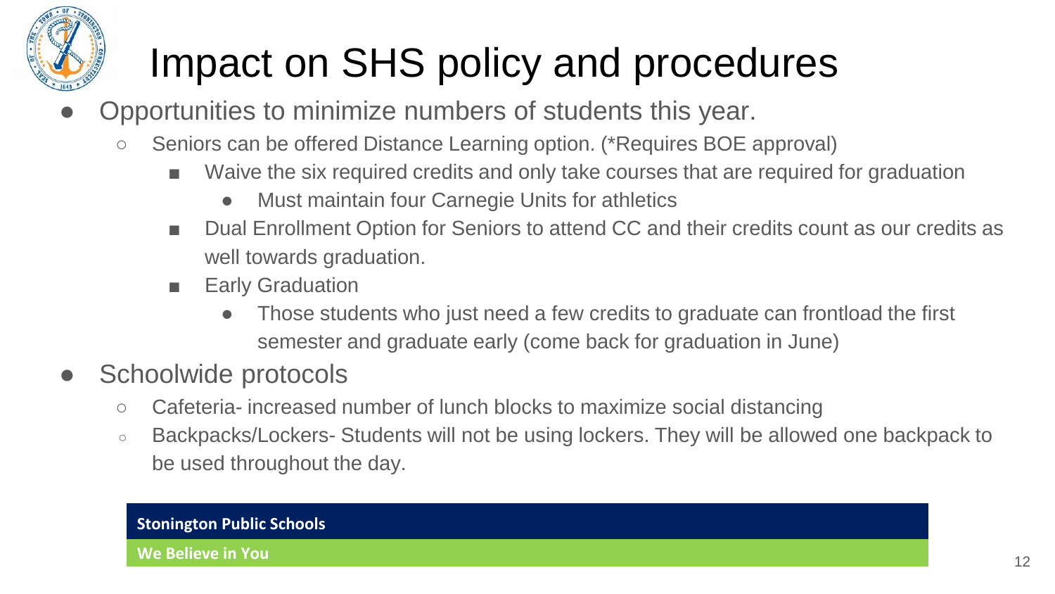# Impact on SHS policy and procedures

- Opportunities to minimize numbers of students this year.
  - Seniors can be offered Distance Learning option. (*Requires BOE approval)
    - Waive the six required credits and only take courses that are required for graduation
      - Must maintain four Carnegie Units for athletics
    - Dual Enrollment Option for Seniors to attend CC and their credits count as our credits as well towards graduation.
    - Early Graduation
      - Those students who just need a few credits to graduate can frontload the first semester and graduate early (come back for graduation in June)
- Schoolwide protocols
  - Cafeteria- increased number of lunch blocks to maximize social distancing
  - Backpacks/Lockers- Students will not be using lockers. They will be allowed one backpack to be used throughout the day.

**Stonington Public Schools**

**We Believe in You**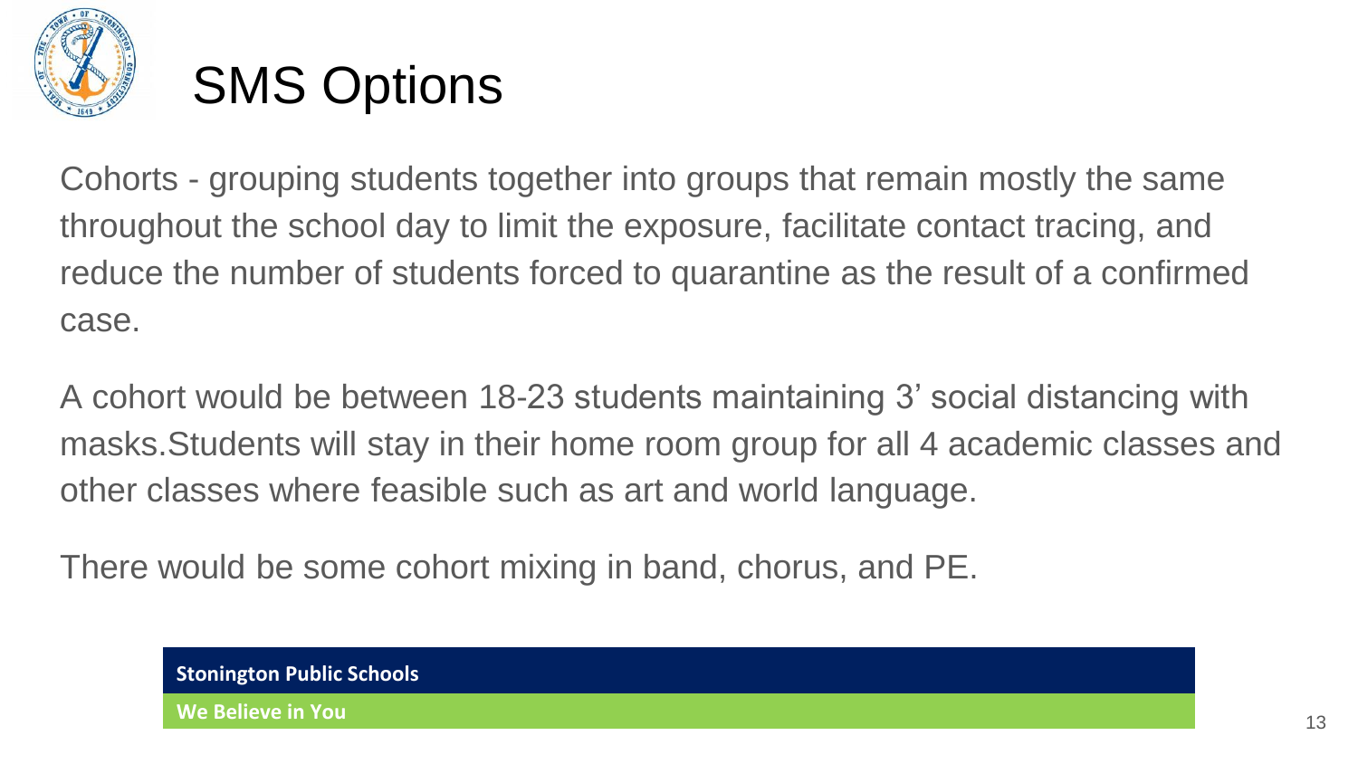# SMS Options

Cohorts - grouping students together into groups that remain mostly the same throughout the school day to limit the exposure, facilitate contact tracing, and reduce the number of students forced to quarantine as the result of a confirmed case.

A cohort would be between 18-23 students maintaining 3' social distancing with masks.Students will stay in their home room group for all 4 academic classes and other classes where feasible such as art and world language.

There would be some cohort mixing in band, chorus, and PE.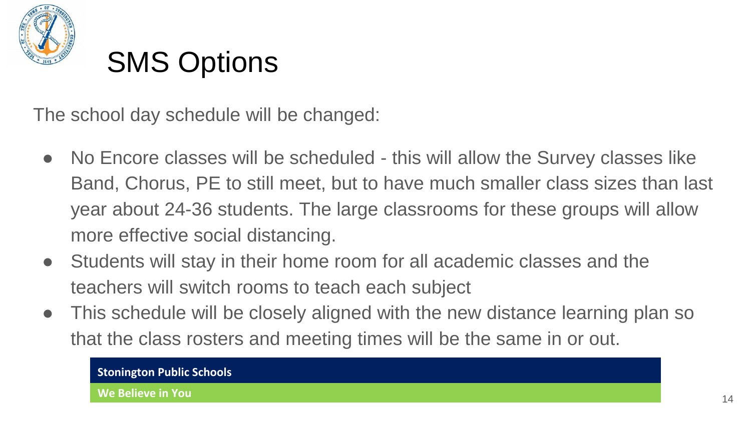# SMS Options

The school day schedule will be changed:

- No Encore classes will be scheduled - this will allow the Survey classes like Band, Chorus, PE to still meet, but to have much smaller class sizes than last year about 24-36 students. The large classrooms for these groups will allow more effective social distancing.
- Students will stay in their home room for all academic classes and the teachers will switch rooms to teach each subject
- This schedule will be closely aligned with the new distance learning plan so that the class rosters and meeting times will be the same in or out.

**Stonington Public Schools**

**We Believe in You**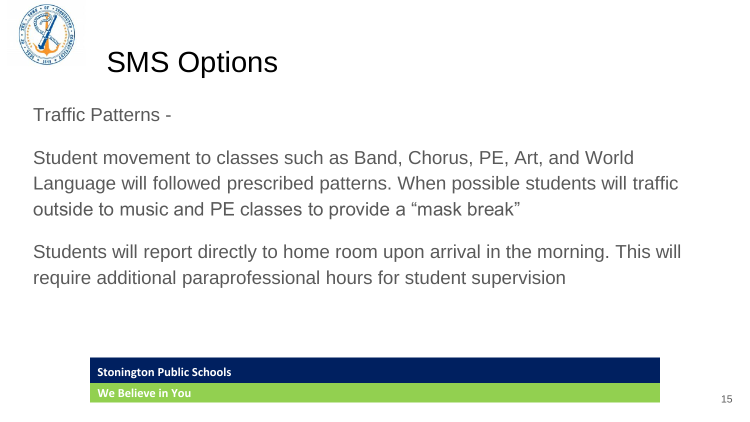# SMS Options

Traffic Patterns -

Student movement to classes such as Band, Chorus, PE, Art, and World Language will followed prescribed patterns. When possible students will traffic outside to music and PE classes to provide a “mask break”

Students will report directly to home room upon arrival in the morning. This will require additional paraprofessional hours for student supervision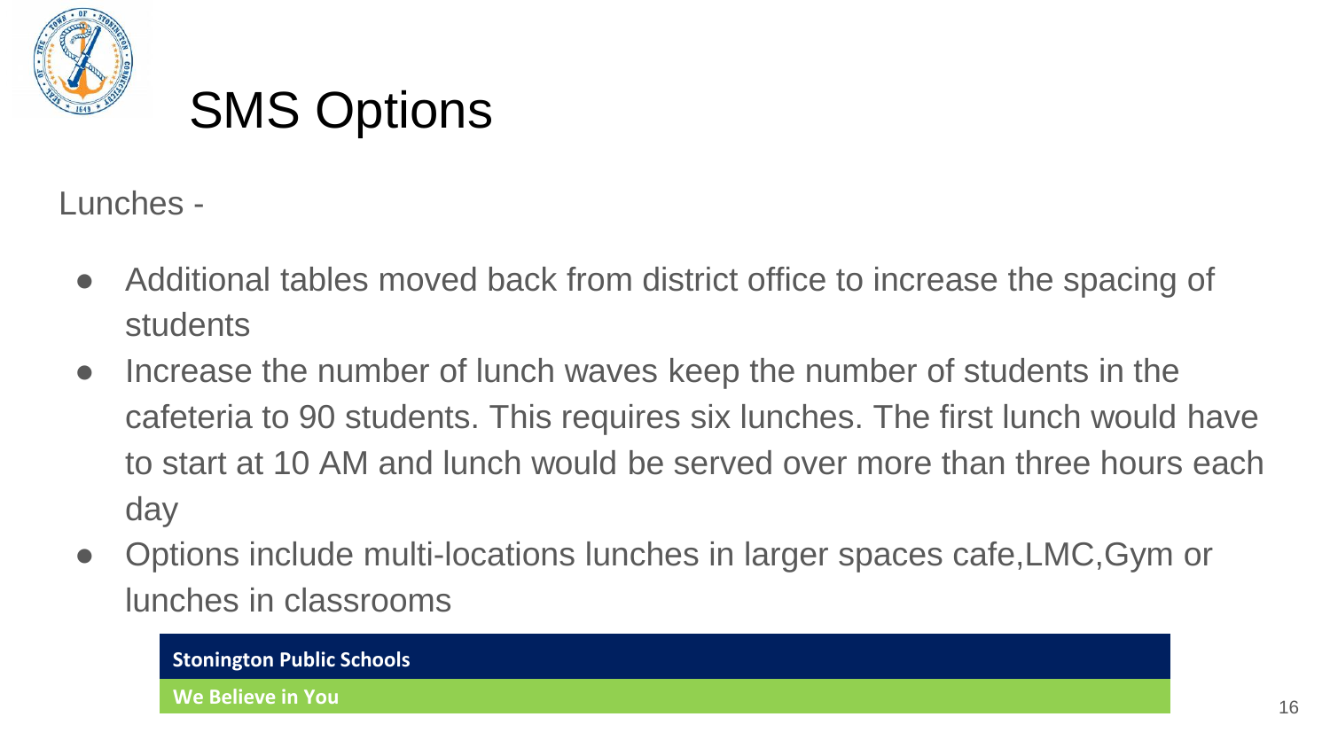# SMS Options

Lunches -

- Additional tables moved back from district office to increase the spacing of students
- Increase the number of lunch waves keep the number of students in the cafeteria to 90 students. This requires six lunches. The first lunch would have to start at 10 AM and lunch would be served over more than three hours each day
- Options include multi-locations lunches in larger spaces cafe,LMC,Gym or lunches in classrooms

**Stonington Public Schools**

**We Believe in You**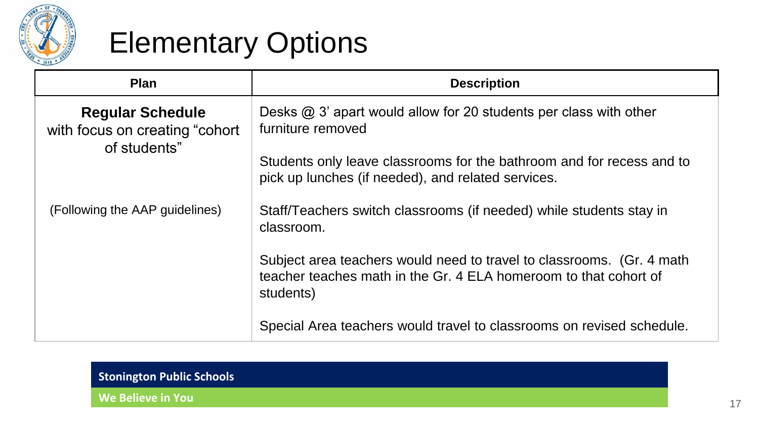# Elementary Options

| Plan | Description |
| --- | --- |
| **Regular Schedule** with focus on creating "cohort of students"<br><br>(Following the AAP guidelines) | Desks @ 3' apart would allow for 20 students per class with other furniture removed<br><br>Students only leave classrooms for the bathroom and for recess and to pick up lunches (if needed), and related services.<br><br>Staff/Teachers switch classrooms (if needed) while students stay in classroom.<br><br>Subject area teachers would need to travel to classrooms. (Gr. 4 math teacher teaches math in the Gr. 4 ELA homeroom to that cohort of students)<br><br>Special Area teachers would travel to classrooms on revised schedule. |

**Stonington Public Schools**

**We Believe in You**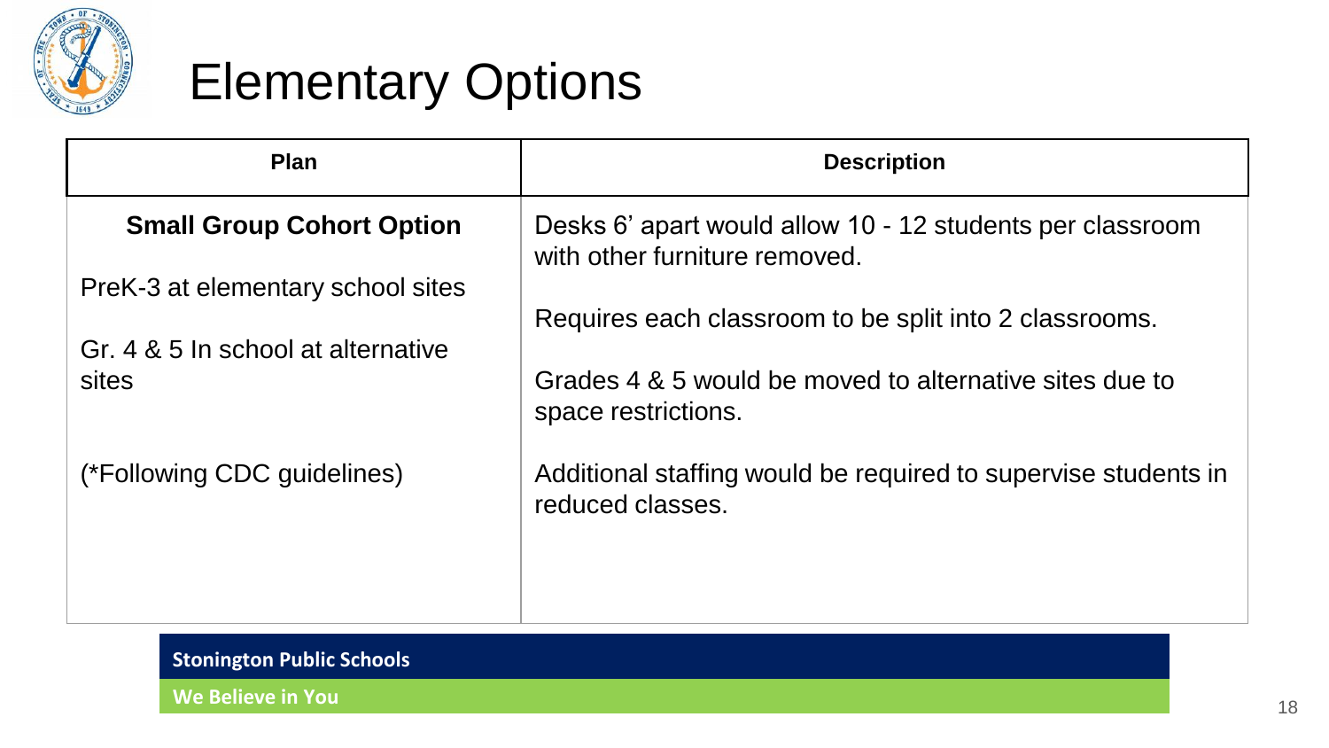# Elementary Options

| Plan | Description |
| --- | --- |
| **Small Group Cohort Option**<br><br>PreK-3 at elementary school sites<br><br>Gr. 4 & 5 In school at alternative sites<br><br>(*Following CDC guidelines) | Desks 6' apart would allow 10 - 12 students per classroom with other furniture removed.<br><br>Requires each classroom to be split into 2 classrooms.<br><br>Grades 4 & 5 would be moved to alternative sites due to space restrictions.<br><br>Additional staffing would be required to supervise students in reduced classes. |

**Stonington Public Schools**

**We Believe in You**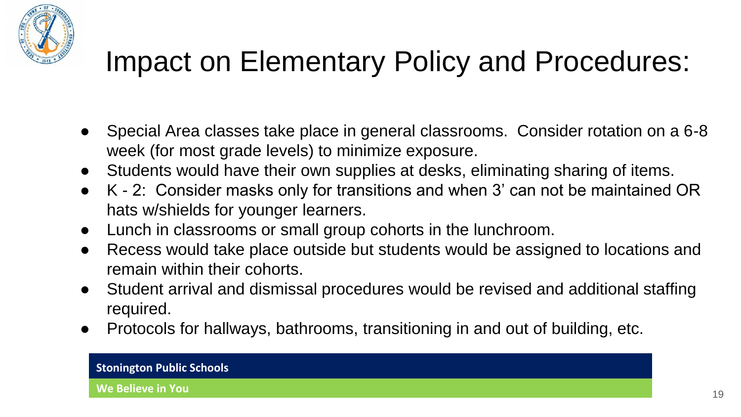# Impact on Elementary Policy and Procedures:

- Special Area classes take place in general classrooms. Consider rotation on a 6-8 week (for most grade levels) to minimize exposure.
- Students would have their own supplies at desks, eliminating sharing of items.
- K - 2: Consider masks only for transitions and when 3' can not be maintained OR hats w/shields for younger learners.
- Lunch in classrooms or small group cohorts in the lunchroom.
- Recess would take place outside but students would be assigned to locations and remain within their cohorts.
- Student arrival and dismissal procedures would be revised and additional staffing required.
- Protocols for hallways, bathrooms, transitioning in and out of building, etc.

**Stonington Public Schools**

**We Believe in You**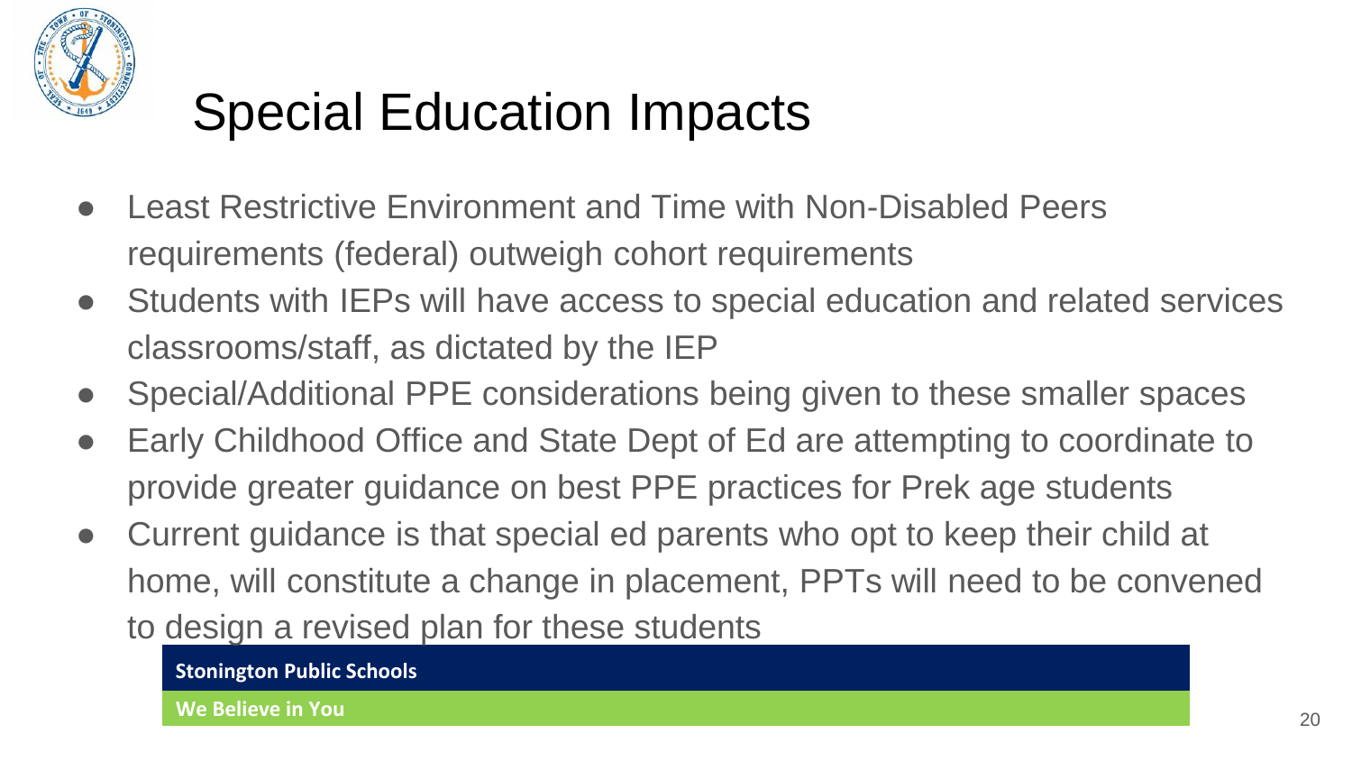# Special Education Impacts

- Least Restrictive Environment and Time with Non-Disabled Peers requirements (federal) outweigh cohort requirements
- Students with IEPs will have access to special education and related services classrooms/staff, as dictated by the IEP
- Special/Additional PPE considerations being given to these smaller spaces
- Early Childhood Office and State Dept of Ed are attempting to coordinate to provide greater guidance on best PPE practices for Prek age students
- Current guidance is that special ed parents who opt to keep their child at home, will constitute a change in placement, PPTs will need to be convened to design a revised plan for these students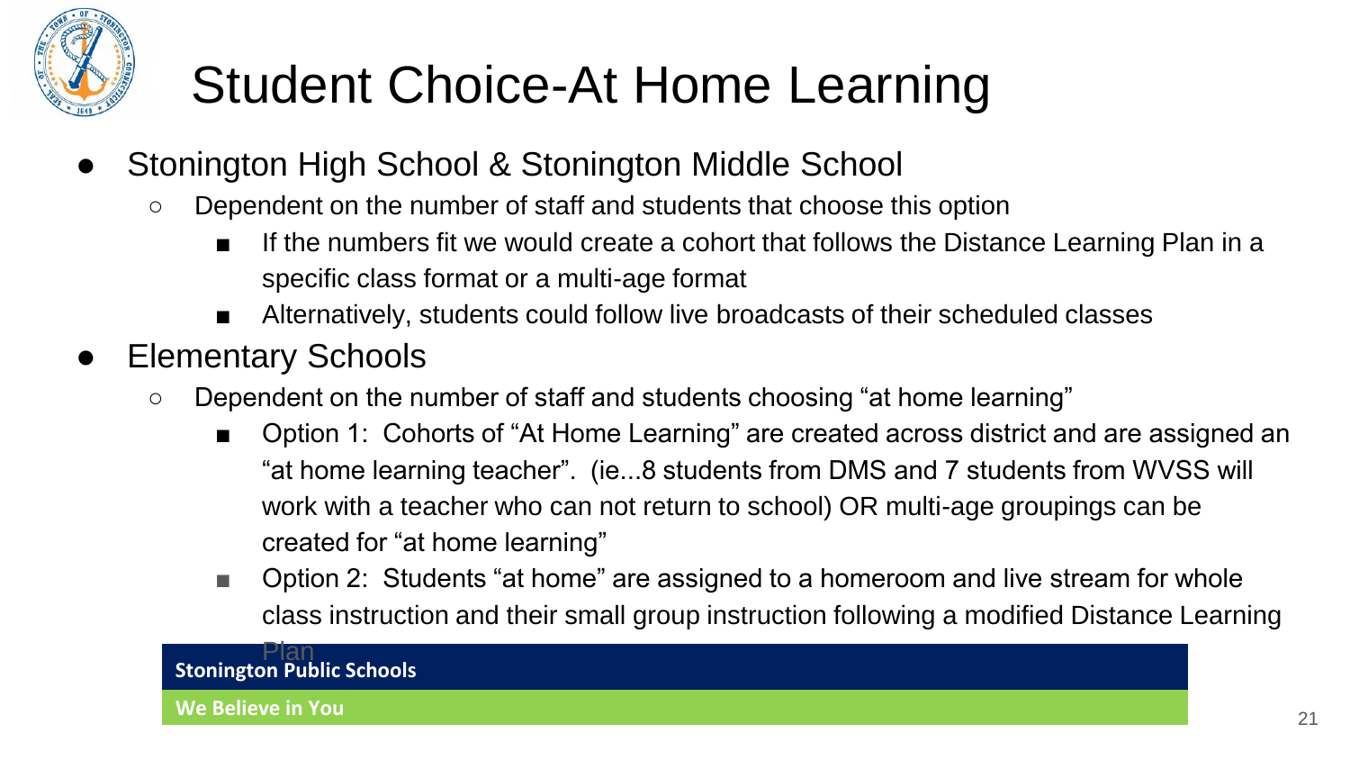# Student Choice-At Home Learning

- Stonington High School & Stonington Middle School
  - Dependent on the number of staff and students that choose this option
    - If the numbers fit we would create a cohort that follows the Distance Learning Plan in a specific class format or a multi-age format
    - Alternatively, students could follow live broadcasts of their scheduled classes
- Elementary Schools
  - Dependent on the number of staff and students choosing "at home learning"
    - Option 1: Cohorts of "At Home Learning" are created across district and are assigned an "at home learning teacher". (ie...8 students from DMS and 7 students from WVSS will work with a teacher who can not return to school) OR multi-age groupings can be created for "at home learning"
    - Option 2: Students "at home" are assigned to a homeroom and live stream for whole class instruction and their small group instruction following a modified Distance Learning Plan

**Stonington Public Schools**

**We Believe in You**